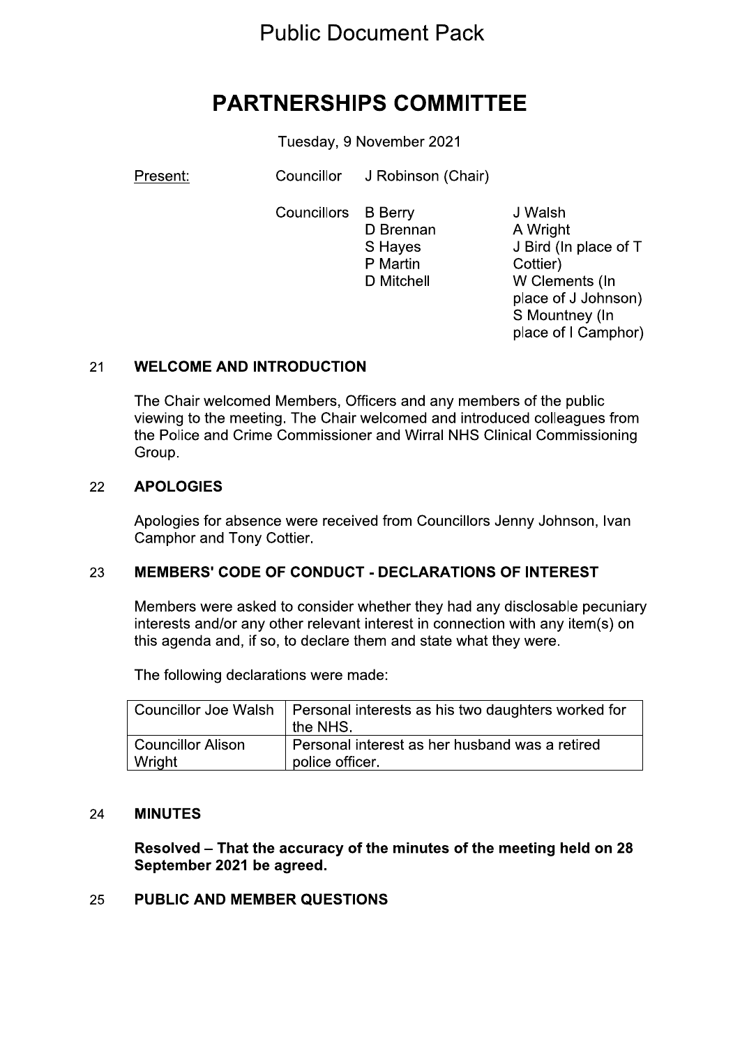Public Document Pack

# PARTNERSHIPS COMMITTEE

Tuesday, 9 November 2021

Present: Councillor J Robinson (Chair)

Councillors B Berry, D Brennan, S Hayes, P Martin, D Mitchell, J Walsh, A Wright, J Bird (In place of T Cottier), W Clements (In place of J Johnson), S Mountney (In place of I Camphor)

## 21 WELCOME AND INTRODUCTION

The Chair welcomed Members, Officers and any members of the public viewing to the meeting. The Chair welcomed and introduced colleagues from the Police and Crime Commissioner and Wirral NHS Clinical Commissioning Group.

## 22 APOLOGIES

Apologies for absence were received from Councillors Jenny Johnson, Ivan Camphor and Tony Cottier.

## 23 MEMBERS' CODE OF CONDUCT - DECLARATIONS OF INTEREST

Members were asked to consider whether they had any disclosable pecuniary interests and/or any other relevant interest in connection with any item(s) on this agenda and, if so, to declare them and state what they were.

The following declarations were made:

| Councillor | Interest |
|---|---|
| Councillor Joe Walsh | Personal interests as his two daughters worked for the NHS. |
| Councillor Alison Wright | Personal interest as her husband was a retired police officer. |

## 24 MINUTES

**Resolved – That the accuracy of the minutes of the meeting held on 28 September 2021 be agreed.**

## 25 PUBLIC AND MEMBER QUESTIONS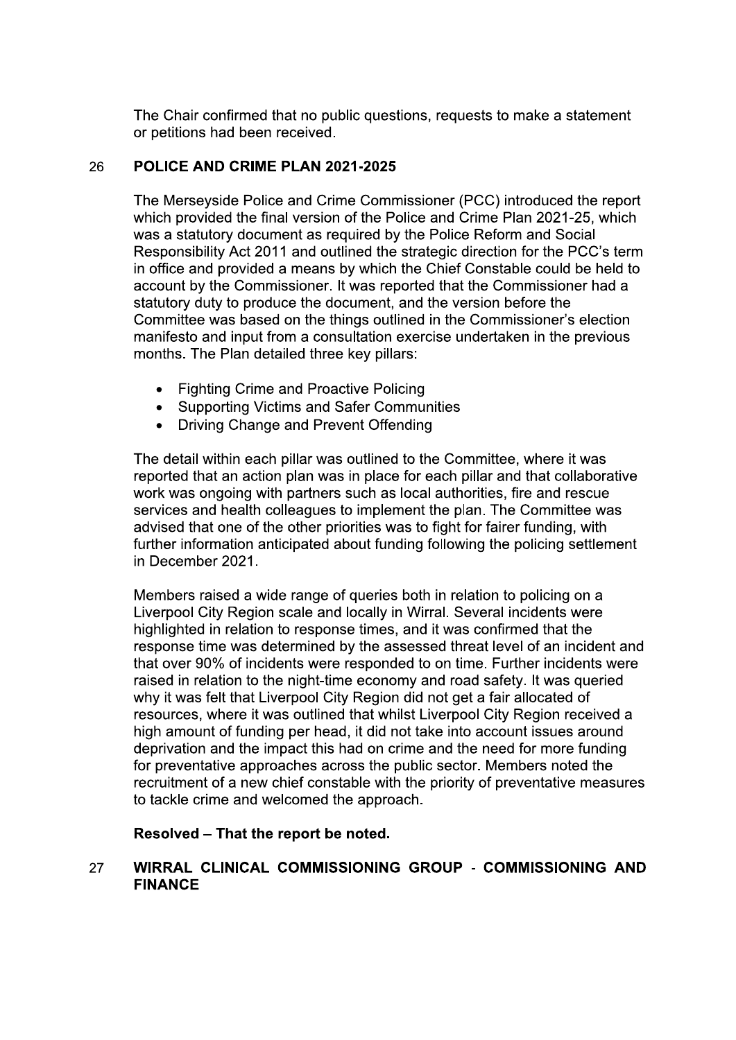The Chair confirmed that no public questions, requests to make a statement or petitions had been received.

## 26 POLICE AND CRIME PLAN 2021-2025

The Merseyside Police and Crime Commissioner (PCC) introduced the report which provided the final version of the Police and Crime Plan 2021-25, which was a statutory document as required by the Police Reform and Social Responsibility Act 2011 and outlined the strategic direction for the PCC's term in office and provided a means by which the Chief Constable could be held to account by the Commissioner. It was reported that the Commissioner had a statutory duty to produce the document, and the version before the Committee was based on the things outlined in the Commissioner's election manifesto and input from a consultation exercise undertaken in the previous months. The Plan detailed three key pillars:

- Fighting Crime and Proactive Policing
- Supporting Victims and Safer Communities
- Driving Change and Prevent Offending

The detail within each pillar was outlined to the Committee, where it was reported that an action plan was in place for each pillar and that collaborative work was ongoing with partners such as local authorities, fire and rescue services and health colleagues to implement the plan. The Committee was advised that one of the other priorities was to fight for fairer funding, with further information anticipated about funding following the policing settlement in December 2021.

Members raised a wide range of queries both in relation to policing on a Liverpool City Region scale and locally in Wirral. Several incidents were highlighted in relation to response times, and it was confirmed that the response time was determined by the assessed threat level of an incident and that over 90% of incidents were responded to on time. Further incidents were raised in relation to the night-time economy and road safety. It was queried why it was felt that Liverpool City Region did not get a fair allocated of resources, where it was outlined that whilst Liverpool City Region received a high amount of funding per head, it did not take into account issues around deprivation and the impact this had on crime and the need for more funding for preventative approaches across the public sector. Members noted the recruitment of a new chief constable with the priority of preventative measures to tackle crime and welcomed the approach.

**Resolved – That the report be noted.**

## 27 WIRRAL CLINICAL COMMISSIONING GROUP - COMMISSIONING AND FINANCE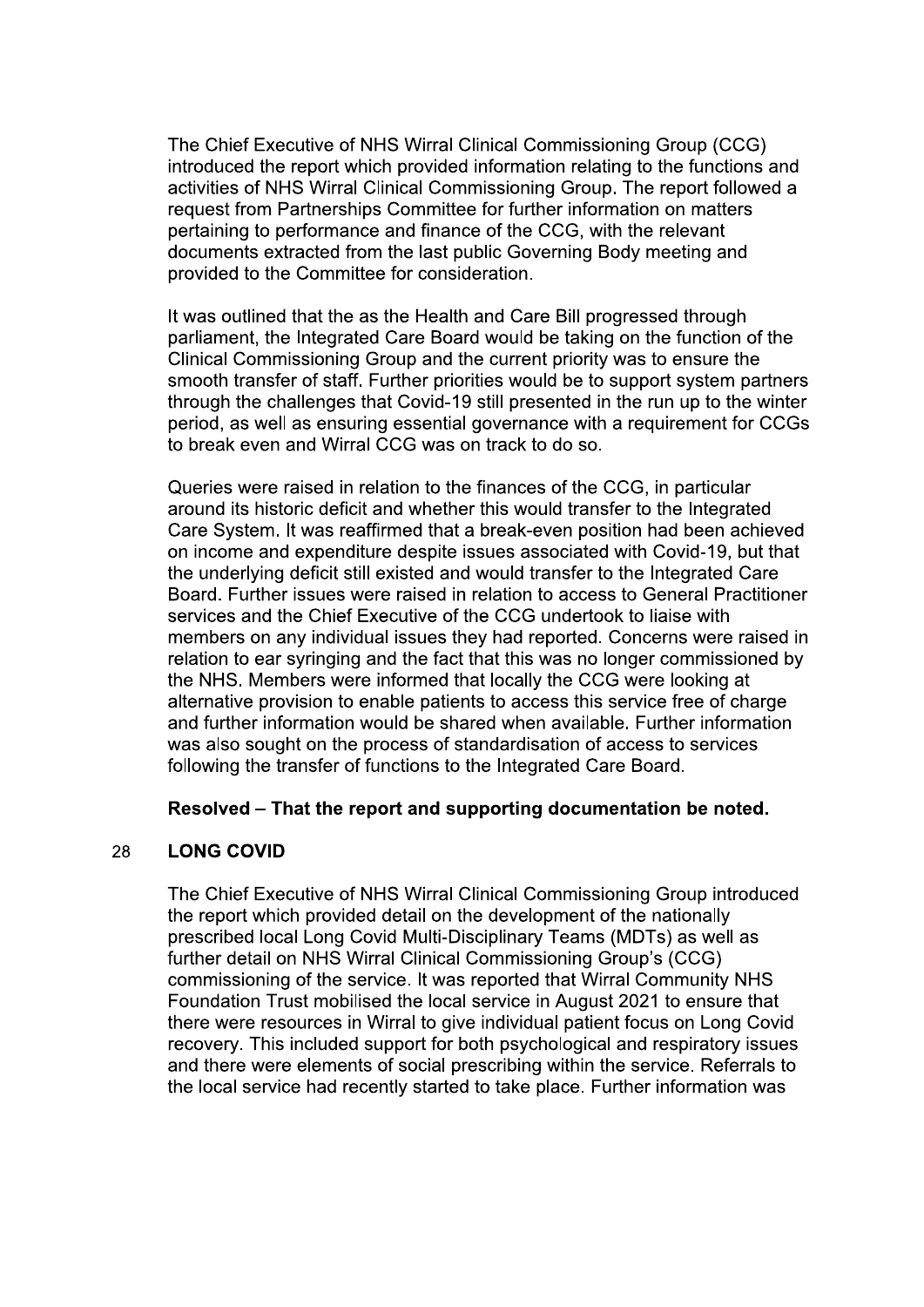The Chief Executive of NHS Wirral Clinical Commissioning Group (CCG) introduced the report which provided information relating to the functions and activities of NHS Wirral Clinical Commissioning Group. The report followed a request from Partnerships Committee for further information on matters pertaining to performance and finance of the CCG, with the relevant documents extracted from the last public Governing Body meeting and provided to the Committee for consideration.

It was outlined that the as the Health and Care Bill progressed through parliament, the Integrated Care Board would be taking on the function of the Clinical Commissioning Group and the current priority was to ensure the smooth transfer of staff. Further priorities would be to support system partners through the challenges that Covid-19 still presented in the run up to the winter period, as well as ensuring essential governance with a requirement for CCGs to break even and Wirral CCG was on track to do so.

Queries were raised in relation to the finances of the CCG, in particular around its historic deficit and whether this would transfer to the Integrated Care System. It was reaffirmed that a break-even position had been achieved on income and expenditure despite issues associated with Covid-19, but that the underlying deficit still existed and would transfer to the Integrated Care Board. Further issues were raised in relation to access to General Practitioner services and the Chief Executive of the CCG undertook to liaise with members on any individual issues they had reported. Concerns were raised in relation to ear syringing and the fact that this was no longer commissioned by the NHS. Members were informed that locally the CCG were looking at alternative provision to enable patients to access this service free of charge and further information would be shared when available. Further information was also sought on the process of standardisation of access to services following the transfer of functions to the Integrated Care Board.

**Resolved – That the report and supporting documentation be noted.**

## 28 LONG COVID

The Chief Executive of NHS Wirral Clinical Commissioning Group introduced the report which provided detail on the development of the nationally prescribed local Long Covid Multi-Disciplinary Teams (MDTs) as well as further detail on NHS Wirral Clinical Commissioning Group's (CCG) commissioning of the service. It was reported that Wirral Community NHS Foundation Trust mobilised the local service in August 2021 to ensure that there were resources in Wirral to give individual patient focus on Long Covid recovery. This included support for both psychological and respiratory issues and there were elements of social prescribing within the service. Referrals to the local service had recently started to take place. Further information was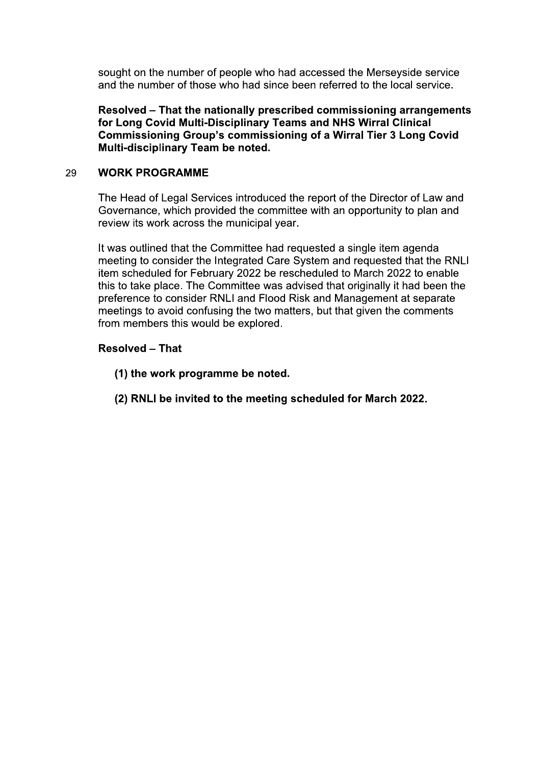sought on the number of people who had accessed the Merseyside service and the number of those who had since been referred to the local service.

**Resolved – That the nationally prescribed commissioning arrangements for Long Covid Multi-Disciplinary Teams and NHS Wirral Clinical Commissioning Group's commissioning of a Wirral Tier 3 Long Covid Multi-disciplinary Team be noted.**

## 29 WORK PROGRAMME

The Head of Legal Services introduced the report of the Director of Law and Governance, which provided the committee with an opportunity to plan and review its work across the municipal year.

It was outlined that the Committee had requested a single item agenda meeting to consider the Integrated Care System and requested that the RNLI item scheduled for February 2022 be rescheduled to March 2022 to enable this to take place. The Committee was advised that originally it had been the preference to consider RNLI and Flood Risk and Management at separate meetings to avoid confusing the two matters, but that given the comments from members this would be explored.

**Resolved – That**

**(1) the work programme be noted.**

**(2) RNLI be invited to the meeting scheduled for March 2022.**